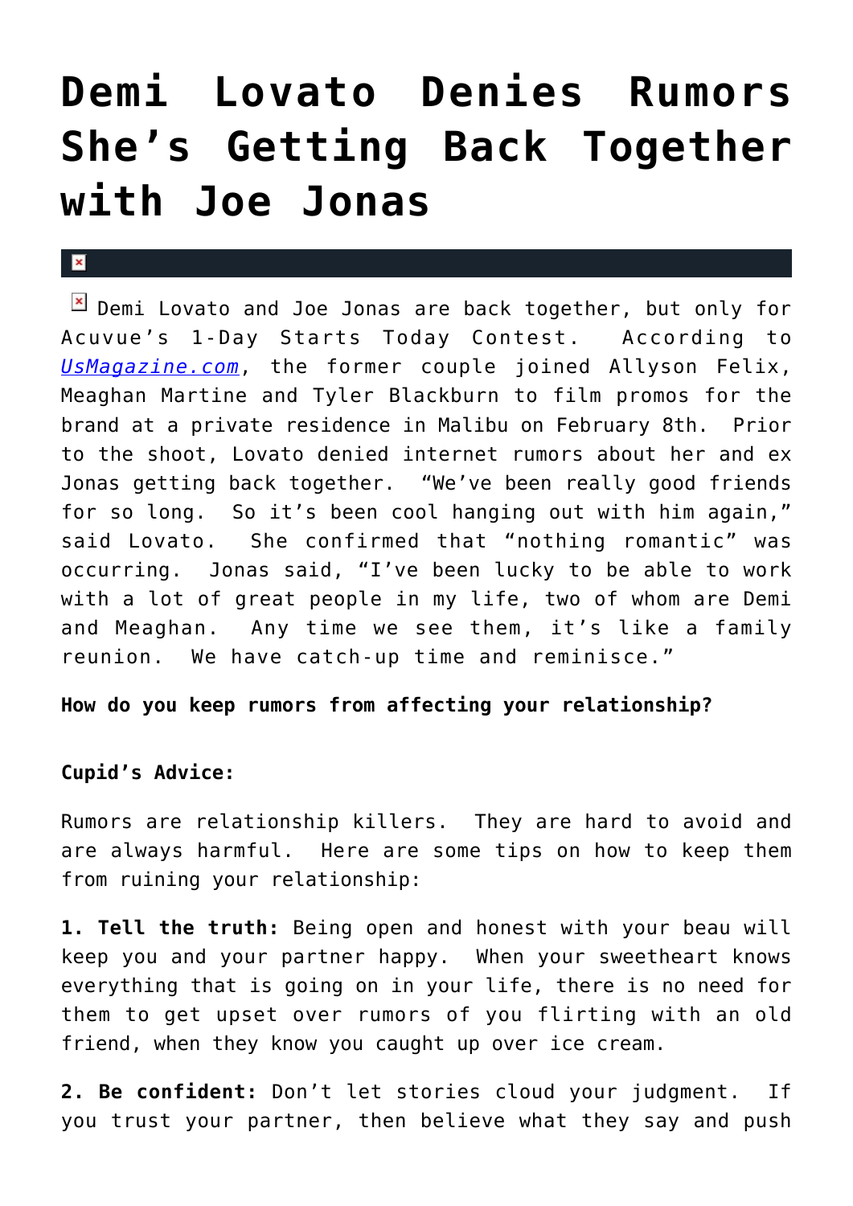# Demi Lovato Denies Rumors She's Getting Back Together with Joe Jonas

Demi Lovato and Joe Jonas are back together, but only for Acuvue's 1-Day Starts Today Contest. According to UsMagazine.com, the former couple joined Allyson Felix, Meaghan Martine and Tyler Blackburn to film promos for the brand at a private residence in Malibu on February 8th. Prior to the shoot, Lovato denied internet rumors about her and ex Jonas getting back together. "We've been really good friends for so long. So it's been cool hanging out with him again," said Lovato. She confirmed that "nothing romantic" was occurring. Jonas said, "I've been lucky to be able to work with a lot of great people in my life, two of whom are Demi and Meaghan. Any time we see them, it's like a family reunion. We have catch-up time and reminisce."

**How do you keep rumors from affecting your relationship?**

**Cupid's Advice:**

Rumors are relationship killers. They are hard to avoid and are always harmful. Here are some tips on how to keep them from ruining your relationship:

**1. Tell the truth:** Being open and honest with your beau will keep you and your partner happy. When your sweetheart knows everything that is going on in your life, there is no need for them to get upset over rumors of you flirting with an old friend, when they know you caught up over ice cream.

**2. Be confident:** Don't let stories cloud your judgment. If you trust your partner, then believe what they say and push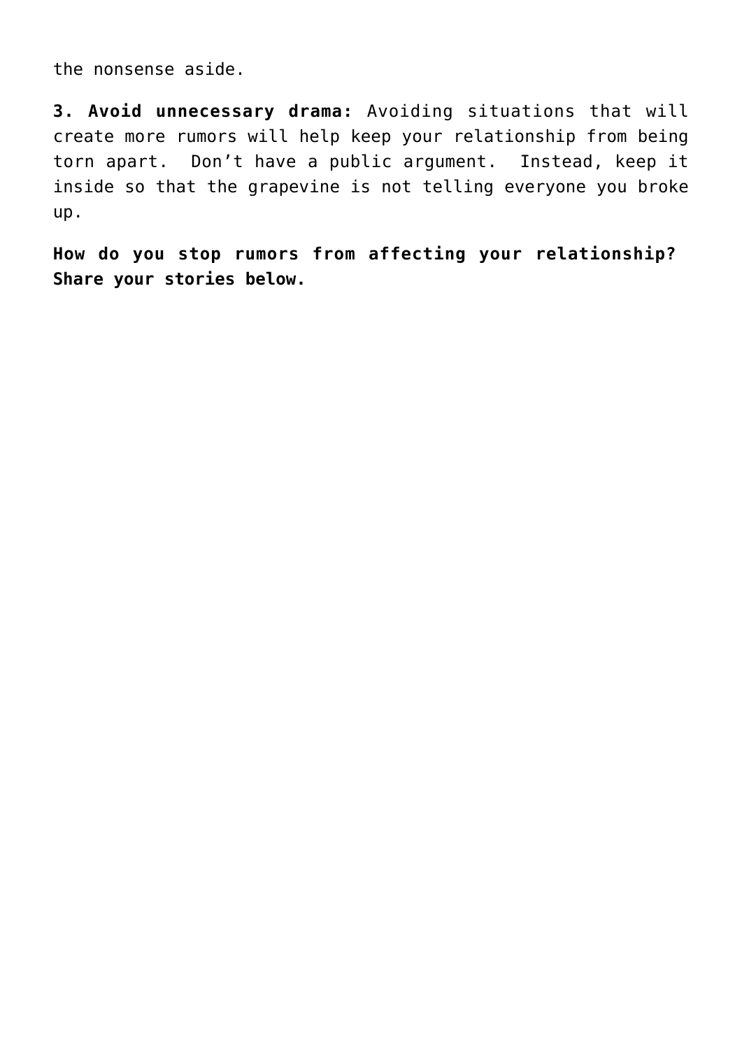the nonsense aside.

**3. Avoid unnecessary drama:** Avoiding situations that will create more rumors will help keep your relationship from being torn apart.  Don't have a public argument.  Instead, keep it inside so that the grapevine is not telling everyone you broke up.

**How do you stop rumors from affecting your relationship? Share your stories below.**